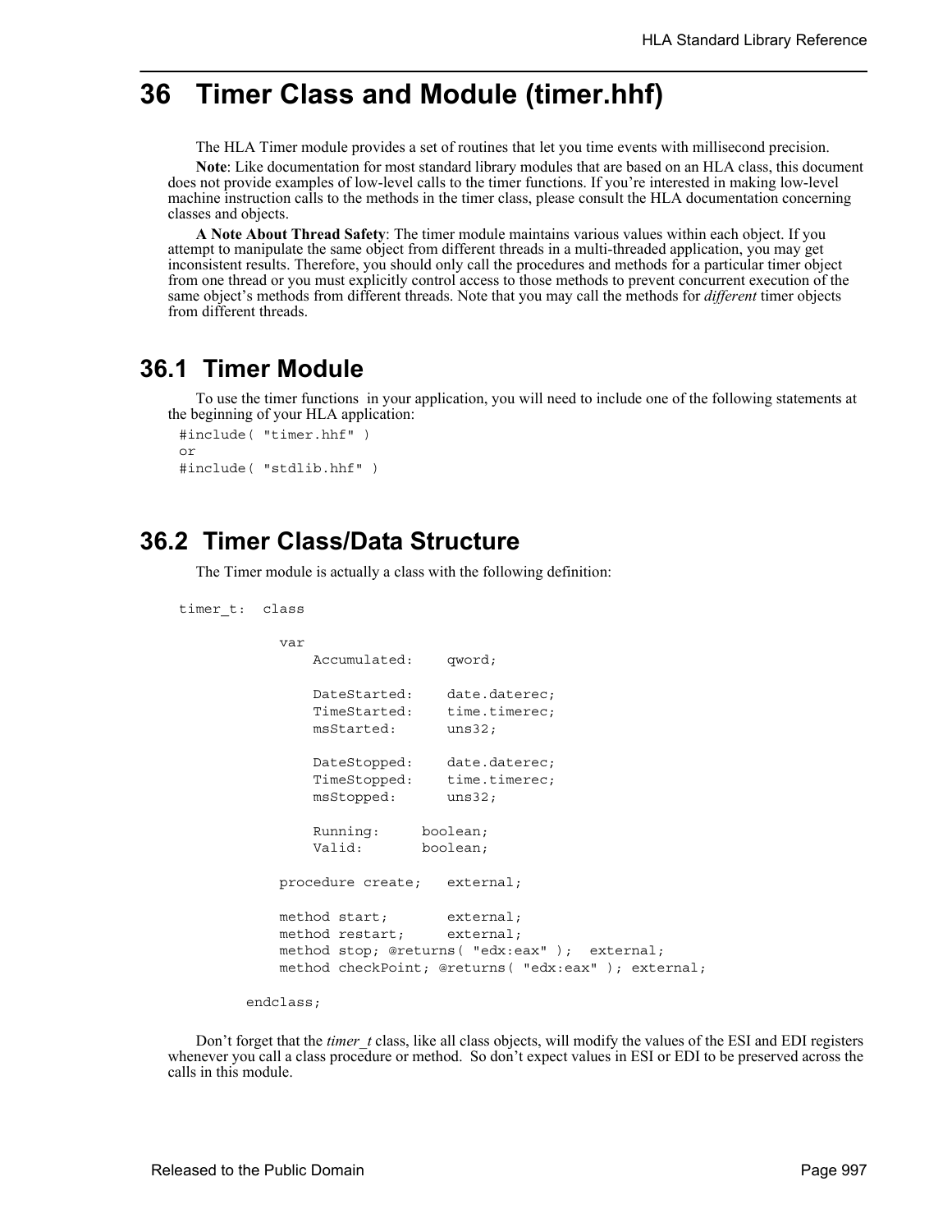# 36 Timer Class and Module (timer.hhf)

The HLA Timer module provides a set of routines that let you time events with millisecond precision.

**Note**: Like documentation for most standard library modules that are based on an HLA class, this document does not provide examples of low-level calls to the timer functions. If you're interested in making low-level machine instruction calls to the methods in the timer class, please consult the HLA documentation concerning classes and objects.

**A Note About Thread Safety**: The timer module maintains various values within each object. If you attempt to manipulate the same object from different threads in a multi-threaded application, you may get inconsistent results. Therefore, you should only call the procedures and methods for a particular timer object from one thread or you must explicitly control access to those methods to prevent concurrent execution of the same object's methods from different threads. Note that you may call the methods for *different* timer objects from different threads.

## 36.1 Timer Module

To use the timer functions in your application, you will need to include one of the following statements at the beginning of your HLA application:

```
#include( "timer.hhf" )
or
#include( "stdlib.hhf" )
```

## 36.2 Timer Class/Data Structure

The Timer module is actually a class with the following definition:

```
timer_t:  class

            var
                Accumulated:    qword;

                DateStarted:    date.daterec;
                TimeStarted:    time.timerec;
                msStarted:      uns32;

                DateStopped:    date.daterec;
                TimeStopped:    time.timerec;
                msStopped:      uns32;

                Running:     boolean;
                Valid:       boolean;

            procedure create;   external;

            method start;       external;
            method restart;     external;
            method stop; @returns( "edx:eax" );  external;
            method checkPoint; @returns( "edx:eax" ); external;

        endclass;
```

Don't forget that the *timer_t* class, like all class objects, will modify the values of the ESI and EDI registers whenever you call a class procedure or method. So don't expect values in ESI or EDI to be preserved across the calls in this module.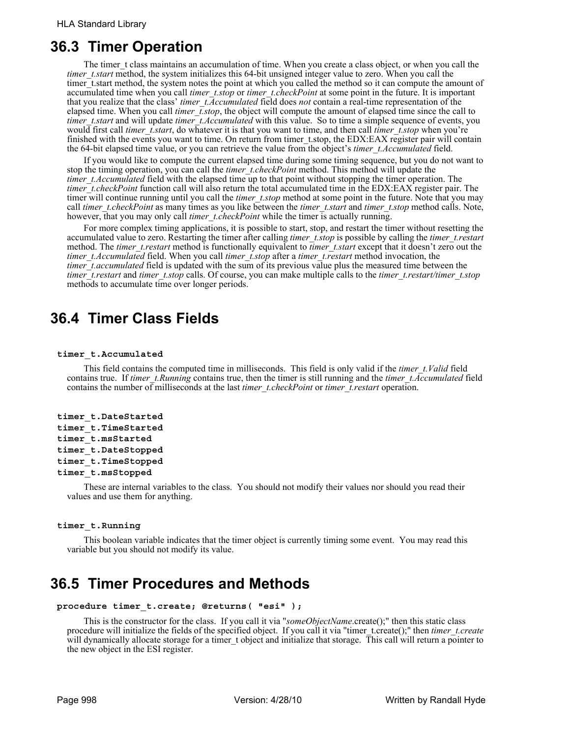## 36.3 Timer Operation

The timer_t class maintains an accumulation of time. When you create a class object, or when you call the *timer_t.start* method, the system initializes this 64-bit unsigned integer value to zero. When you call the timer_t.start method, the system notes the point at which you called the method so it can compute the amount of accumulated time when you call *timer_t.stop* or *timer_t.checkPoint* at some point in the future. It is important that you realize that the class' *timer_t.Accumulated* field does *not* contain a real-time representation of the elapsed time. When you call *timer_t.stop*, the object will compute the amount of elapsed time since the call to *timer_t.start* and will update *timer_t.Accumulated* with this value. So to time a simple sequence of events, you would first call *timer_t.start*, do whatever it is that you want to time, and then call *timer_t.stop* when you're finished with the events you want to time. On return from timer_t.stop, the EDX:EAX register pair will contain the 64-bit elapsed time value, or you can retrieve the value from the object's *timer_t.Accumulated* field.

If you would like to compute the current elapsed time during some timing sequence, but you do not want to stop the timing operation, you can call the *timer_t.checkPoint* method. This method will update the *timer_t.Accumulated* field with the elapsed time up to that point without stopping the timer operation. The *timer_t.checkPoint* function call will also return the total accumulated time in the EDX:EAX register pair. The timer will continue running until you call the *timer_t.stop* method at some point in the future. Note that you may call *timer_t.checkPoint* as many times as you like between the *timer_t.start* and *timer_t.stop* method calls. Note, however, that you may only call *timer_t.checkPoint* while the timer is actually running.

For more complex timing applications, it is possible to start, stop, and restart the timer without resetting the accumulated value to zero. Restarting the timer after calling *timer_t.stop* is possible by calling the *timer_t.restart* method. The *timer_t.restart* method is functionally equivalent to *timer_t.start* except that it doesn't zero out the *timer_t.Accumulated* field. When you call *timer_t.stop* after a *timer_t.restart* method invocation, the *timer_t.accumulated* field is updated with the sum of its previous value plus the measured time between the *timer_t.restart* and *timer_t.stop* calls. Of course, you can make multiple calls to the *timer_t.restart/timer_t.stop* methods to accumulate time over longer periods.

## 36.4 Timer Class Fields

**timer_t.Accumulated**

This field contains the computed time in milliseconds. This field is only valid if the *timer_t.Valid* field contains true. If *timer_t.Running* contains true, then the timer is still running and the *timer_t.Accumulated* field contains the number of milliseconds at the last *timer_t.checkPoint* or *timer_t.restart* operation.

**timer_t.DateStarted**
**timer_t.TimeStarted**
**timer_t.msStarted**
**timer_t.DateStopped**
**timer_t.TimeStopped**
**timer_t.msStopped**

These are internal variables to the class. You should not modify their values nor should you read their values and use them for anything.

**timer_t.Running**

This boolean variable indicates that the timer object is currently timing some event. You may read this variable but you should not modify its value.

## 36.5 Timer Procedures and Methods

```
procedure timer_t.create; @returns( "esi" );
```

This is the constructor for the class. If you call it via "*someObjectName*.create();" then this static class procedure will initialize the fields of the specified object. If you call it via "timer_t.create();" then *timer_t.create* will dynamically allocate storage for a timer_t object and initialize that storage. This call will return a pointer to the new object in the ESI register.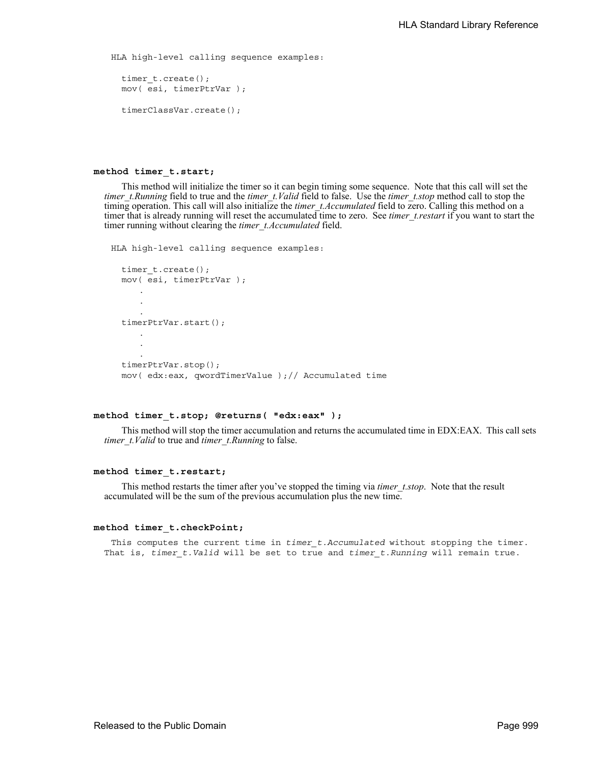HLA high-level calling sequence examples:

```
timer_t.create();
mov( esi, timerPtrVar );

timerClassVar.create();
```

### method timer_t.start;

This method will initialize the timer so it can begin timing some sequence. Note that this call will set the *timer_t.Running* field to true and the *timer_t.Valid* field to false. Use the *timer_t.stop* method call to stop the timing operation. This call will also initialize the *timer_t.Accumulated* field to zero. Calling this method on a timer that is already running will reset the accumulated time to zero. See *timer_t.restart* if you want to start the timer running without clearing the *timer_t.Accumulated* field.

HLA high-level calling sequence examples:

```
timer_t.create();
mov( esi, timerPtrVar );
    .
    .
    .
timerPtrVar.start();
    .
    .
    .
timerPtrVar.stop();
mov( edx:eax, qwordTimerValue );// Accumulated time
```

### method timer_t.stop; @returns( "edx:eax" );

This method will stop the timer accumulation and returns the accumulated time in EDX:EAX. This call sets *timer_t.Valid* to true and *timer_t.Running* to false.

### method timer_t.restart;

This method restarts the timer after you've stopped the timing via *timer_t.stop*. Note that the result accumulated will be the sum of the previous accumulation plus the new time.

### method timer_t.checkPoint;

This computes the current time in *timer_t.Accumulated* without stopping the timer. That is, *timer_t.Valid* will be set to true and *timer_t.Running* will remain true.